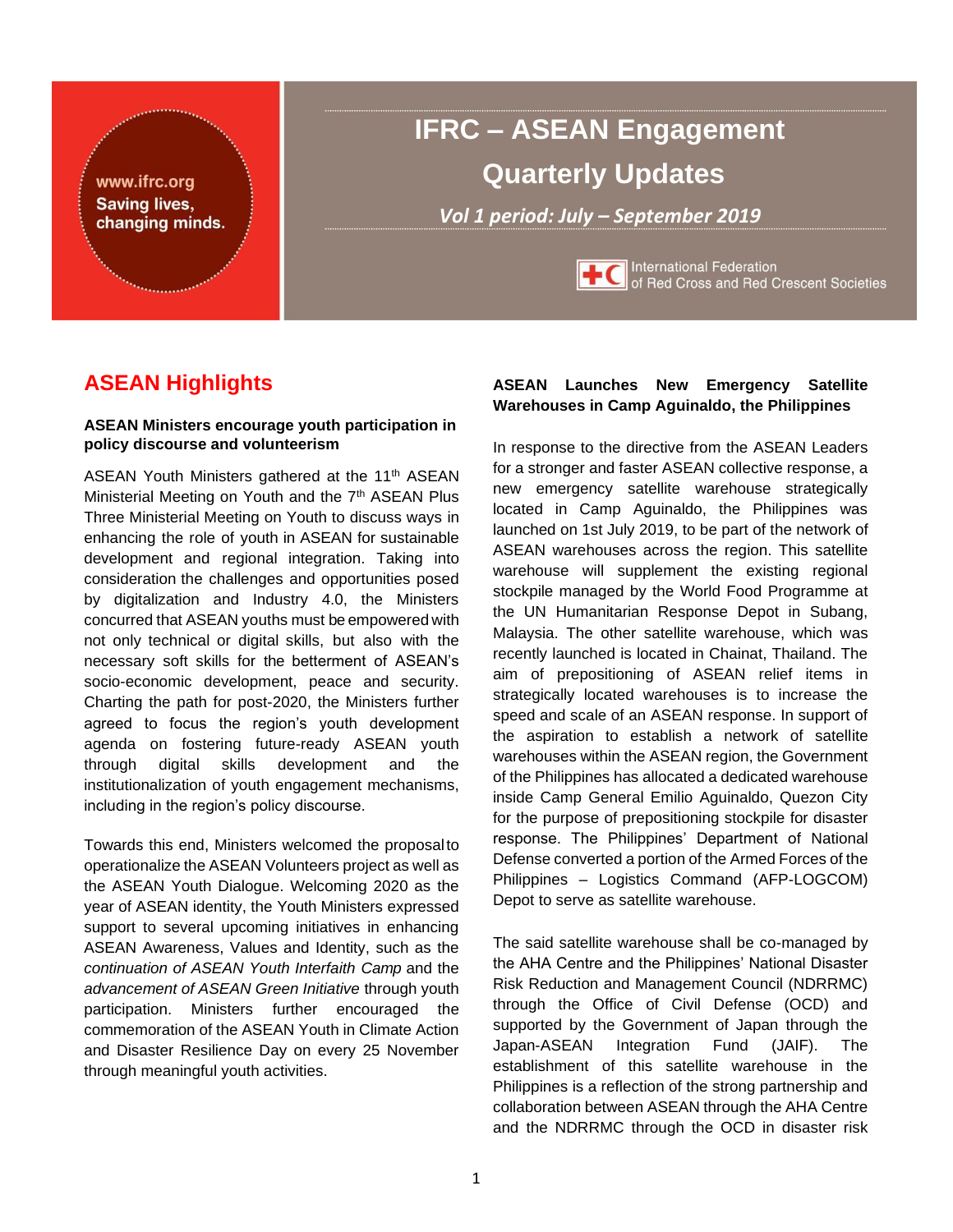www.ifrc.org
Saving lives, changing minds.

# IFRC – ASEAN Engagement Quarterly Updates

***Vol 1 period: July – September 2019***

International Federation of Red Cross and Red Crescent Societies

## ASEAN Highlights

### ASEAN Ministers encourage youth participation in policy discourse and volunteerism

ASEAN Youth Ministers gathered at the 11th ASEAN Ministerial Meeting on Youth and the 7th ASEAN Plus Three Ministerial Meeting on Youth to discuss ways in enhancing the role of youth in ASEAN for sustainable development and regional integration. Taking into consideration the challenges and opportunities posed by digitalization and Industry 4.0, the Ministers concurred that ASEAN youths must be empowered with not only technical or digital skills, but also with the necessary soft skills for the betterment of ASEAN's socio-economic development, peace and security. Charting the path for post-2020, the Ministers further agreed to focus the region's youth development agenda on fostering future-ready ASEAN youth through digital skills development and the institutionalization of youth engagement mechanisms, including in the region's policy discourse.

Towards this end, Ministers welcomed the proposal to operationalize the ASEAN Volunteers project as well as the ASEAN Youth Dialogue. Welcoming 2020 as the year of ASEAN identity, the Youth Ministers expressed support to several upcoming initiatives in enhancing ASEAN Awareness, Values and Identity, such as the *continuation of ASEAN Youth Interfaith Camp* and the *advancement of ASEAN Green Initiative* through youth participation. Ministers further encouraged the commemoration of the ASEAN Youth in Climate Action and Disaster Resilience Day on every 25 November through meaningful youth activities.

### ASEAN Launches New Emergency Satellite Warehouses in Camp Aguinaldo, the Philippines

In response to the directive from the ASEAN Leaders for a stronger and faster ASEAN collective response, a new emergency satellite warehouse strategically located in Camp Aguinaldo, the Philippines was launched on 1st July 2019, to be part of the network of ASEAN warehouses across the region. This satellite warehouse will supplement the existing regional stockpile managed by the World Food Programme at the UN Humanitarian Response Depot in Subang, Malaysia. The other satellite warehouse, which was recently launched is located in Chainat, Thailand. The aim of prepositioning of ASEAN relief items in strategically located warehouses is to increase the speed and scale of an ASEAN response. In support of the aspiration to establish a network of satellite warehouses within the ASEAN region, the Government of the Philippines has allocated a dedicated warehouse inside Camp General Emilio Aguinaldo, Quezon City for the purpose of prepositioning stockpile for disaster response. The Philippines' Department of National Defense converted a portion of the Armed Forces of the Philippines – Logistics Command (AFP-LOGCOM) Depot to serve as satellite warehouse.

The said satellite warehouse shall be co-managed by the AHA Centre and the Philippines' National Disaster Risk Reduction and Management Council (NDRRMC) through the Office of Civil Defense (OCD) and supported by the Government of Japan through the Japan-ASEAN Integration Fund (JAIF). The establishment of this satellite warehouse in the Philippines is a reflection of the strong partnership and collaboration between ASEAN through the AHA Centre and the NDRRMC through the OCD in disaster risk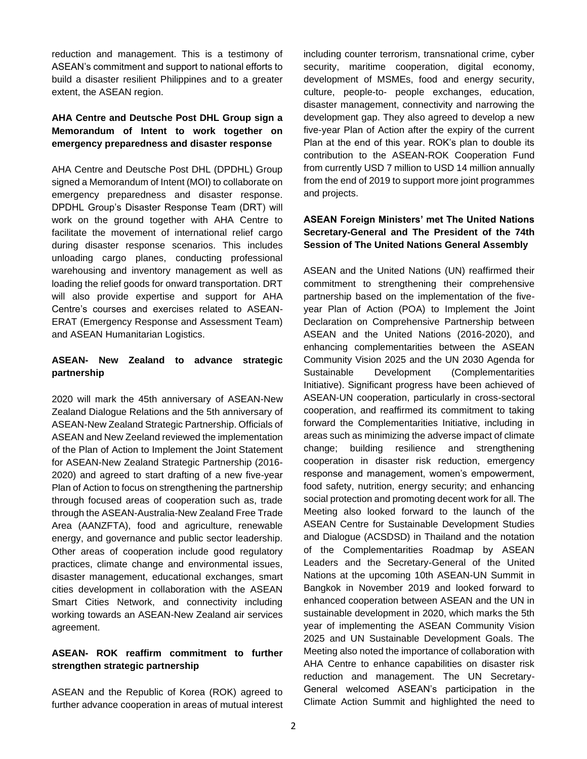reduction and management. This is a testimony of ASEAN's commitment and support to national efforts to build a disaster resilient Philippines and to a greater extent, the ASEAN region.

**AHA Centre and Deutsche Post DHL Group sign a Memorandum of Intent to work together on emergency preparedness and disaster response**

AHA Centre and Deutsche Post DHL (DPDHL) Group signed a Memorandum of Intent (MOI) to collaborate on emergency preparedness and disaster response. DPDHL Group's Disaster Response Team (DRT) will work on the ground together with AHA Centre to facilitate the movement of international relief cargo during disaster response scenarios. This includes unloading cargo planes, conducting professional warehousing and inventory management as well as loading the relief goods for onward transportation. DRT will also provide expertise and support for AHA Centre's courses and exercises related to ASEAN-ERAT (Emergency Response and Assessment Team) and ASEAN Humanitarian Logistics.

**ASEAN- New Zealand to advance strategic partnership**

2020 will mark the 45th anniversary of ASEAN-New Zealand Dialogue Relations and the 5th anniversary of ASEAN-New Zealand Strategic Partnership. Officials of ASEAN and New Zeeland reviewed the implementation of the Plan of Action to Implement the Joint Statement for ASEAN-New Zealand Strategic Partnership (2016-2020) and agreed to start drafting of a new five-year Plan of Action to focus on strengthening the partnership through focused areas of cooperation such as, trade through the ASEAN-Australia-New Zealand Free Trade Area (AANZFTA), food and agriculture, renewable energy, and governance and public sector leadership. Other areas of cooperation include good regulatory practices, climate change and environmental issues, disaster management, educational exchanges, smart cities development in collaboration with the ASEAN Smart Cities Network, and connectivity including working towards an ASEAN-New Zealand air services agreement.

**ASEAN- ROK reaffirm commitment to further strengthen strategic partnership**

ASEAN and the Republic of Korea (ROK) agreed to further advance cooperation in areas of mutual interest including counter terrorism, transnational crime, cyber security, maritime cooperation, digital economy, development of MSMEs, food and energy security, culture, people-to- people exchanges, education, disaster management, connectivity and narrowing the development gap. They also agreed to develop a new five-year Plan of Action after the expiry of the current Plan at the end of this year. ROK's plan to double its contribution to the ASEAN-ROK Cooperation Fund from currently USD 7 million to USD 14 million annually from the end of 2019 to support more joint programmes and projects.

**ASEAN Foreign Ministers' met The United Nations Secretary-General and The President of the 74th Session of The United Nations General Assembly**

ASEAN and the United Nations (UN) reaffirmed their commitment to strengthening their comprehensive partnership based on the implementation of the five-year Plan of Action (POA) to Implement the Joint Declaration on Comprehensive Partnership between ASEAN and the United Nations (2016-2020), and enhancing complementarities between the ASEAN Community Vision 2025 and the UN 2030 Agenda for Sustainable Development (Complementarities Initiative). Significant progress have been achieved of ASEAN-UN cooperation, particularly in cross-sectoral cooperation, and reaffirmed its commitment to taking forward the Complementarities Initiative, including in areas such as minimizing the adverse impact of climate change; building resilience and strengthening cooperation in disaster risk reduction, emergency response and management, women's empowerment, food safety, nutrition, energy security; and enhancing social protection and promoting decent work for all. The Meeting also looked forward to the launch of the ASEAN Centre for Sustainable Development Studies and Dialogue (ACSDSD) in Thailand and the notation of the Complementarities Roadmap by ASEAN Leaders and the Secretary-General of the United Nations at the upcoming 10th ASEAN-UN Summit in Bangkok in November 2019 and looked forward to enhanced cooperation between ASEAN and the UN in sustainable development in 2020, which marks the 5th year of implementing the ASEAN Community Vision 2025 and UN Sustainable Development Goals. The Meeting also noted the importance of collaboration with AHA Centre to enhance capabilities on disaster risk reduction and management. The UN Secretary-General welcomed ASEAN's participation in the Climate Action Summit and highlighted the need to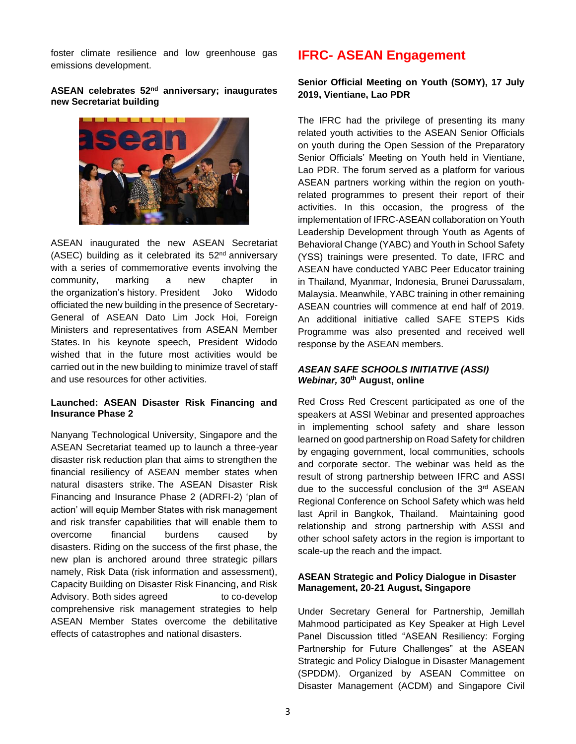foster climate resilience and low greenhouse gas emissions development.

**ASEAN celebrates 52nd anniversary; inaugurates new Secretariat building**

ASEAN inaugurated the new ASEAN Secretariat (ASEC) building as it celebrated its 52nd anniversary with a series of commemorative events involving the community, marking a new chapter in the organization's history. President Joko Widodo officiated the new building in the presence of Secretary-General of ASEAN Dato Lim Jock Hoi, Foreign Ministers and representatives from ASEAN Member States. In his keynote speech, President Widodo wished that in the future most activities would be carried out in the new building to minimize travel of staff and use resources for other activities.

**Launched: ASEAN Disaster Risk Financing and Insurance Phase 2**

Nanyang Technological University, Singapore and the ASEAN Secretariat teamed up to launch a three-year disaster risk reduction plan that aims to strengthen the financial resiliency of ASEAN member states when natural disasters strike. The ASEAN Disaster Risk Financing and Insurance Phase 2 (ADRFI-2) 'plan of action' will equip Member States with risk management and risk transfer capabilities that will enable them to overcome financial burdens caused by disasters. Riding on the success of the first phase, the new plan is anchored around three strategic pillars namely, Risk Data (risk information and assessment), Capacity Building on Disaster Risk Financing, and Risk Advisory. Both sides agreed to co-develop comprehensive risk management strategies to help ASEAN Member States overcome the debilitative effects of catastrophes and national disasters.

## IFRC- ASEAN Engagement

**Senior Official Meeting on Youth (SOMY), 17 July 2019, Vientiane, Lao PDR**

The IFRC had the privilege of presenting its many related youth activities to the ASEAN Senior Officials on youth during the Open Session of the Preparatory Senior Officials' Meeting on Youth held in Vientiane, Lao PDR. The forum served as a platform for various ASEAN partners working within the region on youth-related programmes to present their report of their activities. In this occasion, the progress of the implementation of IFRC-ASEAN collaboration on Youth Leadership Development through Youth as Agents of Behavioral Change (YABC) and Youth in School Safety (YSS) trainings were presented. To date, IFRC and ASEAN have conducted YABC Peer Educator training in Thailand, Myanmar, Indonesia, Brunei Darussalam, Malaysia. Meanwhile, YABC training in other remaining ASEAN countries will commence at end half of 2019. An additional initiative called SAFE STEPS Kids Programme was also presented and received well response by the ASEAN members.

***ASEAN SAFE SCHOOLS INITIATIVE (ASSI) Webinar,* 30th August, online**

Red Cross Red Crescent participated as one of the speakers at ASSI Webinar and presented approaches in implementing school safety and share lesson learned on good partnership on Road Safety for children by engaging government, local communities, schools and corporate sector. The webinar was held as the result of strong partnership between IFRC and ASSI due to the successful conclusion of the 3rd ASEAN Regional Conference on School Safety which was held last April in Bangkok, Thailand. Maintaining good relationship and strong partnership with ASSI and other school safety actors in the region is important to scale-up the reach and the impact.

**ASEAN Strategic and Policy Dialogue in Disaster Management, 20-21 August, Singapore**

Under Secretary General for Partnership, Jemillah Mahmood participated as Key Speaker at High Level Panel Discussion titled "ASEAN Resiliency: Forging Partnership for Future Challenges" at the ASEAN Strategic and Policy Dialogue in Disaster Management (SPDDM). Organized by ASEAN Committee on Disaster Management (ACDM) and Singapore Civil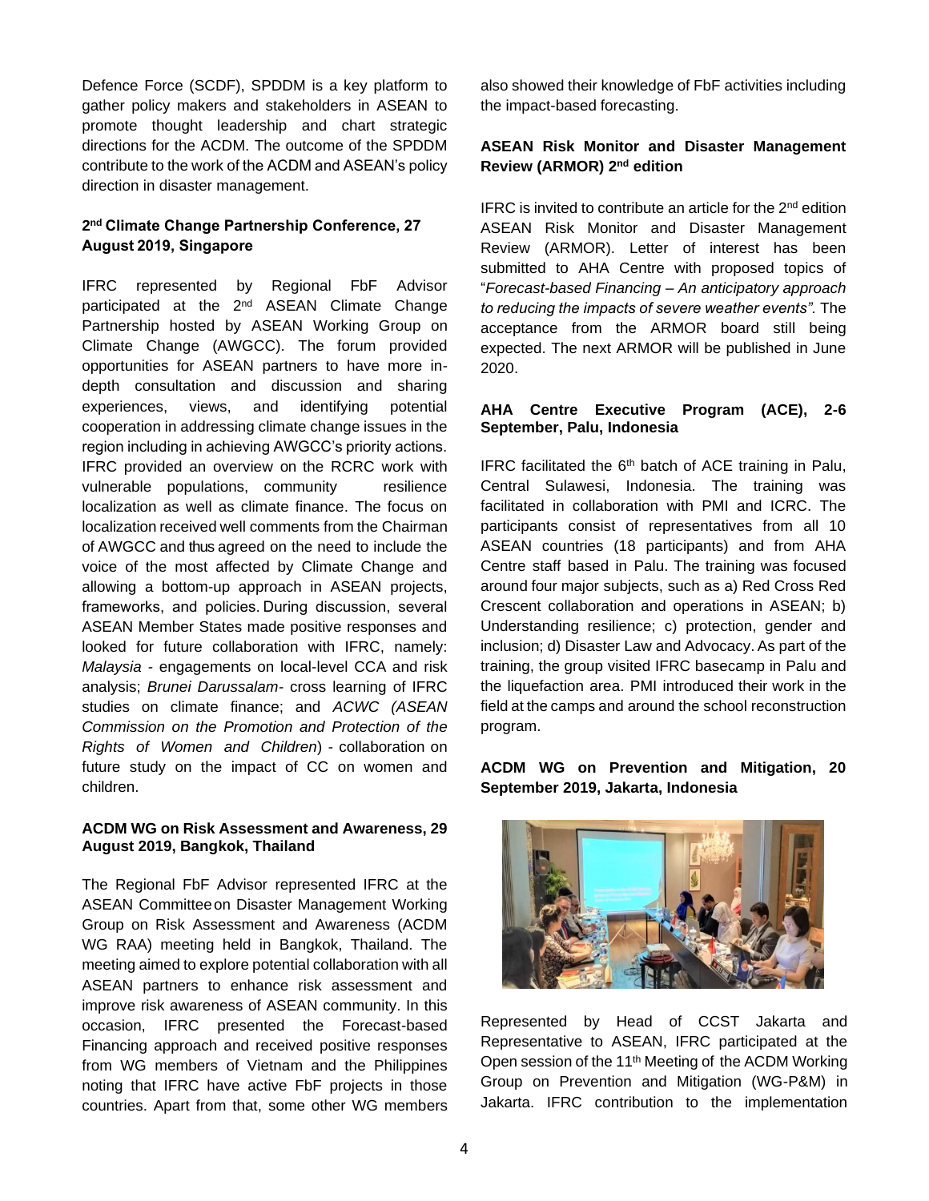Defence Force (SCDF), SPDDM is a key platform to gather policy makers and stakeholders in ASEAN to promote thought leadership and chart strategic directions for the ACDM. The outcome of the SPDDM contribute to the work of the ACDM and ASEAN's policy direction in disaster management.

### 2nd Climate Change Partnership Conference, 27 August 2019, Singapore

IFRC represented by Regional FbF Advisor participated at the 2nd ASEAN Climate Change Partnership hosted by ASEAN Working Group on Climate Change (AWGCC). The forum provided opportunities for ASEAN partners to have more in-depth consultation and discussion and sharing experiences, views, and identifying potential cooperation in addressing climate change issues in the region including in achieving AWGCC's priority actions. IFRC provided an overview on the RCRC work with vulnerable populations, community resilience localization as well as climate finance. The focus on localization received well comments from the Chairman of AWGCC and thus agreed on the need to include the voice of the most affected by Climate Change and allowing a bottom-up approach in ASEAN projects, frameworks, and policies. During discussion, several ASEAN Member States made positive responses and looked for future collaboration with IFRC, namely: *Malaysia* - engagements on local-level CCA and risk analysis; *Brunei Darussalam*- cross learning of IFRC studies on climate finance; and *ACWC (ASEAN Commission on the Promotion and Protection of the Rights of Women and Children*) - collaboration on future study on the impact of CC on women and children.

### ACDM WG on Risk Assessment and Awareness, 29 August 2019, Bangkok, Thailand

The Regional FbF Advisor represented IFRC at the ASEAN Committee on Disaster Management Working Group on Risk Assessment and Awareness (ACDM WG RAA) meeting held in Bangkok, Thailand. The meeting aimed to explore potential collaboration with all ASEAN partners to enhance risk assessment and improve risk awareness of ASEAN community. In this occasion, IFRC presented the Forecast-based Financing approach and received positive responses from WG members of Vietnam and the Philippines noting that IFRC have active FbF projects in those countries. Apart from that, some other WG members also showed their knowledge of FbF activities including the impact-based forecasting.

### ASEAN Risk Monitor and Disaster Management Review (ARMOR) 2nd edition

IFRC is invited to contribute an article for the 2nd edition ASEAN Risk Monitor and Disaster Management Review (ARMOR). Letter of interest has been submitted to AHA Centre with proposed topics of "*Forecast-based Financing – An anticipatory approach to reducing the impacts of severe weather events".* The acceptance from the ARMOR board still being expected. The next ARMOR will be published in June 2020.

### AHA Centre Executive Program (ACE), 2-6 September, Palu, Indonesia

IFRC facilitated the 6th batch of ACE training in Palu, Central Sulawesi, Indonesia. The training was facilitated in collaboration with PMI and ICRC. The participants consist of representatives from all 10 ASEAN countries (18 participants) and from AHA Centre staff based in Palu. The training was focused around four major subjects, such as a) Red Cross Red Crescent collaboration and operations in ASEAN; b) Understanding resilience; c) protection, gender and inclusion; d) Disaster Law and Advocacy. As part of the training, the group visited IFRC basecamp in Palu and the liquefaction area. PMI introduced their work in the field at the camps and around the school reconstruction program.

### ACDM WG on Prevention and Mitigation, 20 September 2019, Jakarta, Indonesia

Represented by Head of CCST Jakarta and Representative to ASEAN, IFRC participated at the Open session of the 11th Meeting of the ACDM Working Group on Prevention and Mitigation (WG-P&M) in Jakarta. IFRC contribution to the implementation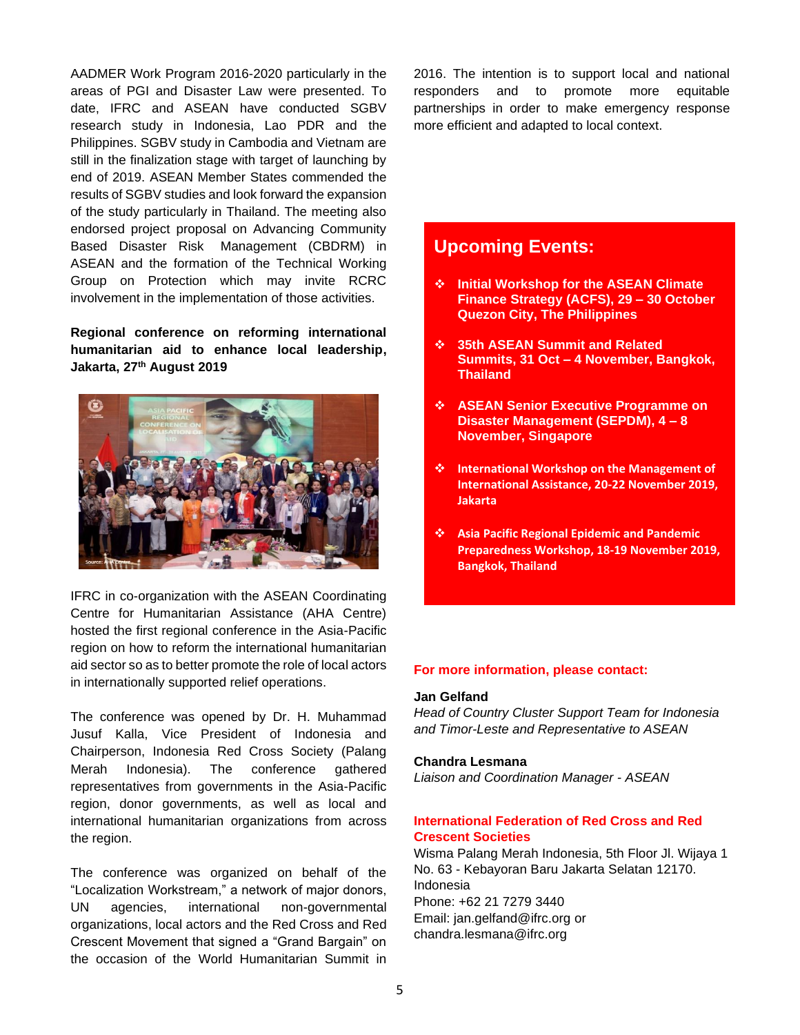AADMER Work Program 2016-2020 particularly in the areas of PGI and Disaster Law were presented. To date, IFRC and ASEAN have conducted SGBV research study in Indonesia, Lao PDR and the Philippines. SGBV study in Cambodia and Vietnam are still in the finalization stage with target of launching by end of 2019. ASEAN Member States commended the results of SGBV studies and look forward the expansion of the study particularly in Thailand. The meeting also endorsed project proposal on Advancing Community Based Disaster Risk Management (CBDRM) in ASEAN and the formation of the Technical Working Group on Protection which may invite RCRC involvement in the implementation of those activities.

**Regional conference on reforming international humanitarian aid to enhance local leadership, Jakarta, 27th August 2019**

IFRC in co-organization with the ASEAN Coordinating Centre for Humanitarian Assistance (AHA Centre) hosted the first regional conference in the Asia-Pacific region on how to reform the international humanitarian aid sector so as to better promote the role of local actors in internationally supported relief operations.

The conference was opened by Dr. H. Muhammad Jusuf Kalla, Vice President of Indonesia and Chairperson, Indonesia Red Cross Society (Palang Merah Indonesia). The conference gathered representatives from governments in the Asia-Pacific region, donor governments, as well as local and international humanitarian organizations from across the region.

The conference was organized on behalf of the "Localization Workstream," a network of major donors, UN agencies, international non-governmental organizations, local actors and the Red Cross and Red Crescent Movement that signed a "Grand Bargain" on the occasion of the World Humanitarian Summit in 2016. The intention is to support local and national responders and to promote more equitable partnerships in order to make emergency response more efficient and adapted to local context.

## Upcoming Events:

- **Initial Workshop for the ASEAN Climate Finance Strategy (ACFS), 29 – 30 October Quezon City, The Philippines**
- **35th ASEAN Summit and Related Summits, 31 Oct – 4 November, Bangkok, Thailand**
- **ASEAN Senior Executive Programme on Disaster Management (SEPDM), 4 – 8 November, Singapore**
- **International Workshop on the Management of International Assistance, 20-22 November 2019, Jakarta**
- **Asia Pacific Regional Epidemic and Pandemic Preparedness Workshop, 18-19 November 2019, Bangkok, Thailand**

**For more information, please contact:**

**Jan Gelfand**
*Head of Country Cluster Support Team for Indonesia and Timor-Leste and Representative to ASEAN*

**Chandra Lesmana**
*Liaison and Coordination Manager - ASEAN*

**International Federation of Red Cross and Red Crescent Societies**
Wisma Palang Merah Indonesia, 5th Floor Jl. Wijaya 1 No. 63 - Kebayoran Baru Jakarta Selatan 12170. Indonesia
Phone: +62 21 7279 3440
Email: jan.gelfand@ifrc.org or chandra.lesmana@ifrc.org